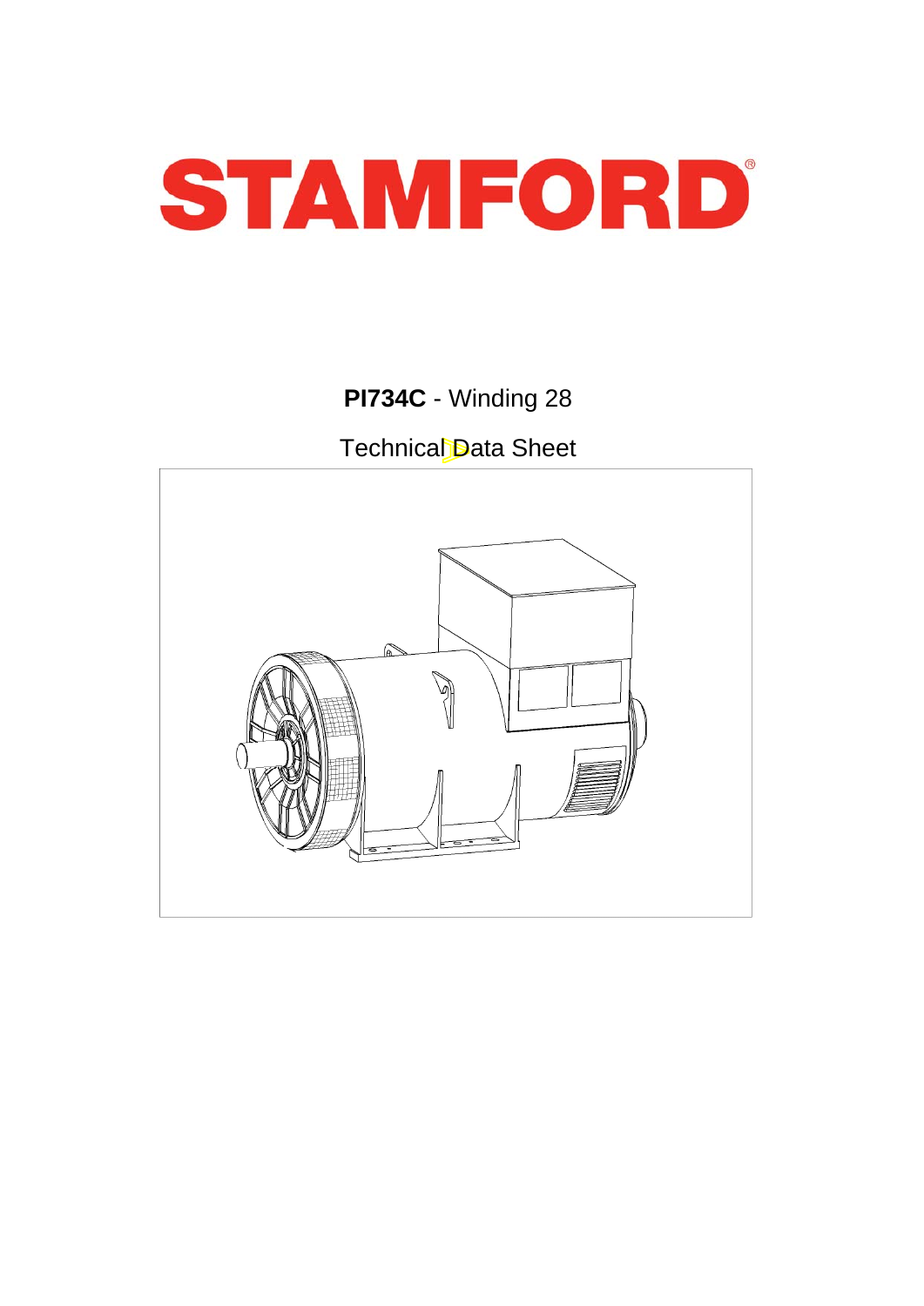# STAMFORD®

**PI734C** - Winding 28

Technical Data Sheet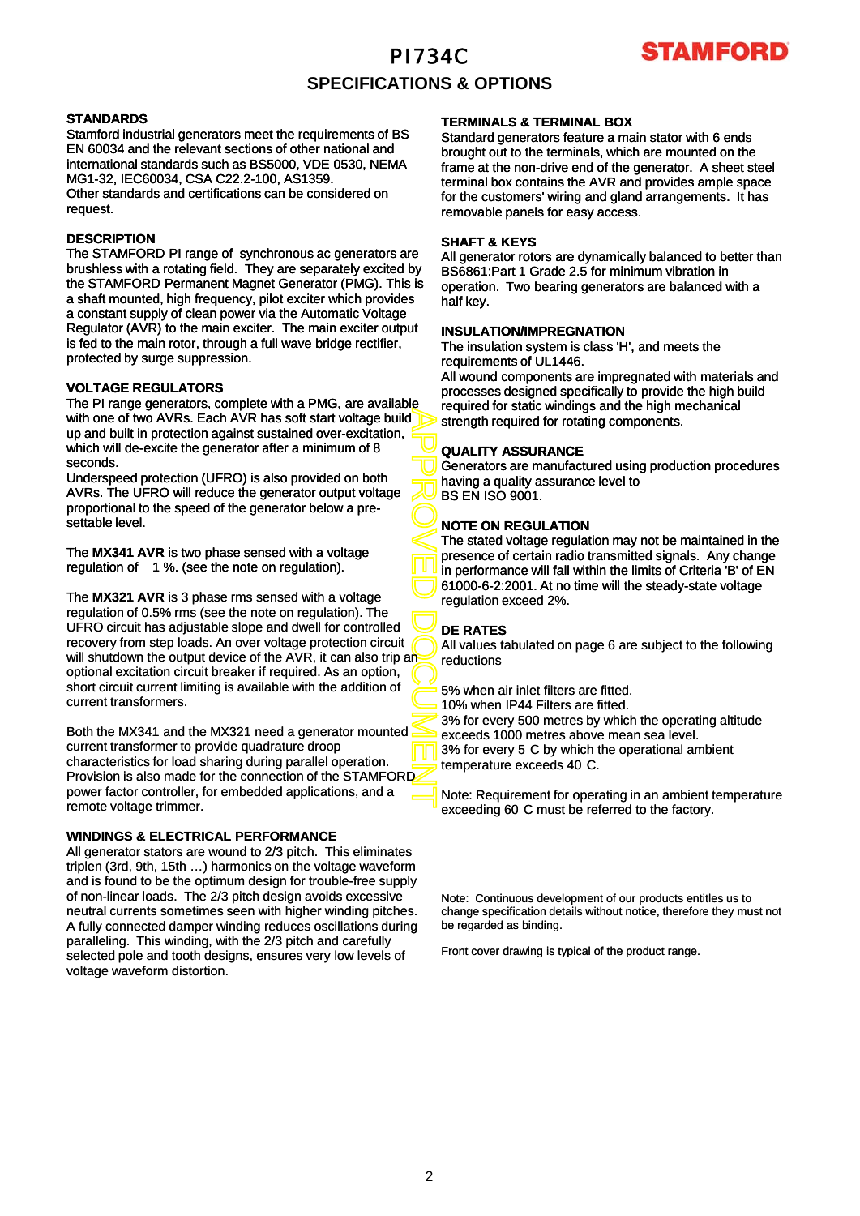# PI734C

## SPECIFICATIONS & OPTIONS

### STANDARDS

Stamford industrial generators meet the requirements of BS EN 60034 and the relevant sections of other national and international standards such as BS5000, VDE 0530, NEMA MG1-32, IEC60034, CSA C22.2-100, AS1359.
Other standards and certifications can be considered on request.

### DESCRIPTION

The STAMFORD PI range of synchronous ac generators are brushless with a rotating field. They are separately excited by the STAMFORD Permanent Magnet Generator (PMG). This is a shaft mounted, high frequency, pilot exciter which provides a constant supply of clean power via the Automatic Voltage Regulator (AVR) to the main exciter. The main exciter output is fed to the main rotor, through a full wave bridge rectifier, protected by surge suppression.

### VOLTAGE REGULATORS

The PI range generators, complete with a PMG, are available with one of two AVRs. Each AVR has soft start voltage build up and built in protection against sustained over-excitation, which will de-excite the generator after a minimum of 8 seconds.
Underspeed protection (UFRO) is also provided on both AVRs. The UFRO will reduce the generator output voltage proportional to the speed of the generator below a pre-settable level.

The **MX341 AVR** is two phase sensed with a voltage regulation of 1 %. (see the note on regulation).

The **MX321 AVR** is 3 phase rms sensed with a voltage regulation of 0.5% rms (see the note on regulation). The UFRO circuit has adjustable slope and dwell for controlled recovery from step loads. An over voltage protection circuit will shutdown the output device of the AVR, it can also trip an optional excitation circuit breaker if required. As an option, short circuit current limiting is available with the addition of current transformers.

Both the MX341 and the MX321 need a generator mounted current transformer to provide quadrature droop characteristics for load sharing during parallel operation. Provision is also made for the connection of the STAMFORD power factor controller, for embedded applications, and a remote voltage trimmer.

### WINDINGS & ELECTRICAL PERFORMANCE

All generator stators are wound to 2/3 pitch. This eliminates triplen (3rd, 9th, 15th …) harmonics on the voltage waveform and is found to be the optimum design for trouble-free supply of non-linear loads. The 2/3 pitch design avoids excessive neutral currents sometimes seen with higher winding pitches. A fully connected damper winding reduces oscillations during paralleling. This winding, with the 2/3 pitch and carefully selected pole and tooth designs, ensures very low levels of voltage waveform distortion.

### TERMINALS & TERMINAL BOX

Standard generators feature a main stator with 6 ends brought out to the terminals, which are mounted on the frame at the non-drive end of the generator. A sheet steel terminal box contains the AVR and provides ample space for the customers' wiring and gland arrangements. It has removable panels for easy access.

### SHAFT & KEYS

All generator rotors are dynamically balanced to better than BS6861:Part 1 Grade 2.5 for minimum vibration in operation. Two bearing generators are balanced with a half key.

### INSULATION/IMPREGNATION

The insulation system is class 'H', and meets the requirements of UL1446.
All wound components are impregnated with materials and processes designed specifically to provide the high build required for static windings and the high mechanical strength required for rotating components.

### QUALITY ASSURANCE

Generators are manufactured using production procedures having a quality assurance level to BS EN ISO 9001.

### NOTE ON REGULATION

The stated voltage regulation may not be maintained in the presence of certain radio transmitted signals. Any change in performance will fall within the limits of Criteria 'B' of EN 61000-6-2:2001. At no time will the steady-state voltage regulation exceed 2%.

### DE RATES

All values tabulated on page 6 are subject to the following reductions

5% when air inlet filters are fitted.
10% when IP44 Filters are fitted.
3% for every 500 metres by which the operating altitude exceeds 1000 metres above mean sea level.
3% for every 5 C by which the operational ambient temperature exceeds 40 C.

Note: Requirement for operating in an ambient temperature exceeding 60 C must be referred to the factory.

Note: Continuous development of our products entitles us to change specification details without notice, therefore they must not be regarded as binding.

Front cover drawing is typical of the product range.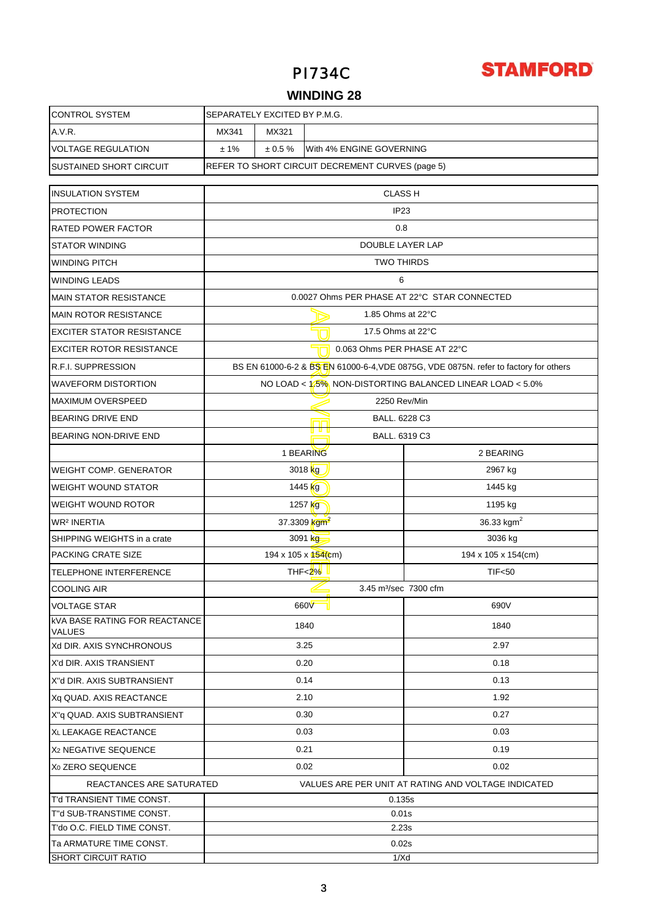# PI734C

**STAMFORD**

## WINDING 28

| | | | |
|---|---|---|---|
| CONTROL SYSTEM | SEPARATELY EXCITED BY P.M.G. | | |
| A.V.R. | MX341 | MX321 | |
| VOLTAGE REGULATION | ± 1% | ± 0.5 % | With 4% ENGINE GOVERNING |
| SUSTAINED SHORT CIRCUIT | REFER TO SHORT CIRCUIT DECREMENT CURVES (page 5) | | |

| | | |
|---|---|---|
| INSULATION SYSTEM | CLASS H | |
| PROTECTION | IP23 | |
| RATED POWER FACTOR | 0.8 | |
| STATOR WINDING | DOUBLE LAYER LAP | |
| WINDING PITCH | TWO THIRDS | |
| WINDING LEADS | 6 | |
| MAIN STATOR RESISTANCE | 0.0027 Ohms PER PHASE AT 22°C STAR CONNECTED | |
| MAIN ROTOR RESISTANCE | 1.85 Ohms at 22°C | |
| EXCITER STATOR RESISTANCE | 17.5 Ohms at 22°C | |
| EXCITER ROTOR RESISTANCE | 0.063 Ohms PER PHASE AT 22°C | |
| R.F.I. SUPPRESSION | BS EN 61000-6-2 & BS EN 61000-6-4,VDE 0875G, VDE 0875N. refer to factory for others | |
| WAVEFORM DISTORTION | NO LOAD < 1.5% NON-DISTORTING BALANCED LINEAR LOAD < 5.0% | |
| MAXIMUM OVERSPEED | 2250 Rev/Min | |
| BEARING DRIVE END | BALL. 6228 C3 | |
| BEARING NON-DRIVE END | BALL. 6319 C3 | |
| | 1 BEARING | 2 BEARING |
| WEIGHT COMP. GENERATOR | 3018 kg | 2967 kg |
| WEIGHT WOUND STATOR | 1445 kg | 1445 kg |
| WEIGHT WOUND ROTOR | 1257 kg | 1195 kg |
| WR² INERTIA | 37.3309 kgm² | 36.33 kgm² |
| SHIPPING WEIGHTS in a crate | 3091 kg | 3036 kg |
| PACKING CRATE SIZE | 194 x 105 x 154(cm) | 194 x 105 x 154(cm) |
| TELEPHONE INTERFERENCE | THF<2% | TIF<50 |
| COOLING AIR | 3.45 m³/sec 7300 cfm | |
| VOLTAGE STAR | 660V | 690V |
| kVA BASE RATING FOR REACTANCE VALUES | 1840 | 1840 |
| Xd DIR. AXIS SYNCHRONOUS | 3.25 | 2.97 |
| X'd DIR. AXIS TRANSIENT | 0.20 | 0.18 |
| X''d DIR. AXIS SUBTRANSIENT | 0.14 | 0.13 |
| Xq QUAD. AXIS REACTANCE | 2.10 | 1.92 |
| X''q QUAD. AXIS SUBTRANSIENT | 0.30 | 0.27 |
| $X_L$ LEAKAGE REACTANCE | 0.03 | 0.03 |
| $X_2$ NEGATIVE SEQUENCE | 0.21 | 0.19 |
| $X_0$ ZERO SEQUENCE | 0.02 | 0.02 |
| REACTANCES ARE SATURATED | VALUES ARE PER UNIT AT RATING AND VOLTAGE INDICATED | |
| T'd TRANSIENT TIME CONST. | 0.135s | |
| T''d SUB-TRANSTIME CONST. | 0.01s | |
| T'do O.C. FIELD TIME CONST. | 2.23s | |
| Ta ARMATURE TIME CONST. | 0.02s | |
| SHORT CIRCUIT RATIO | 1/Xd | |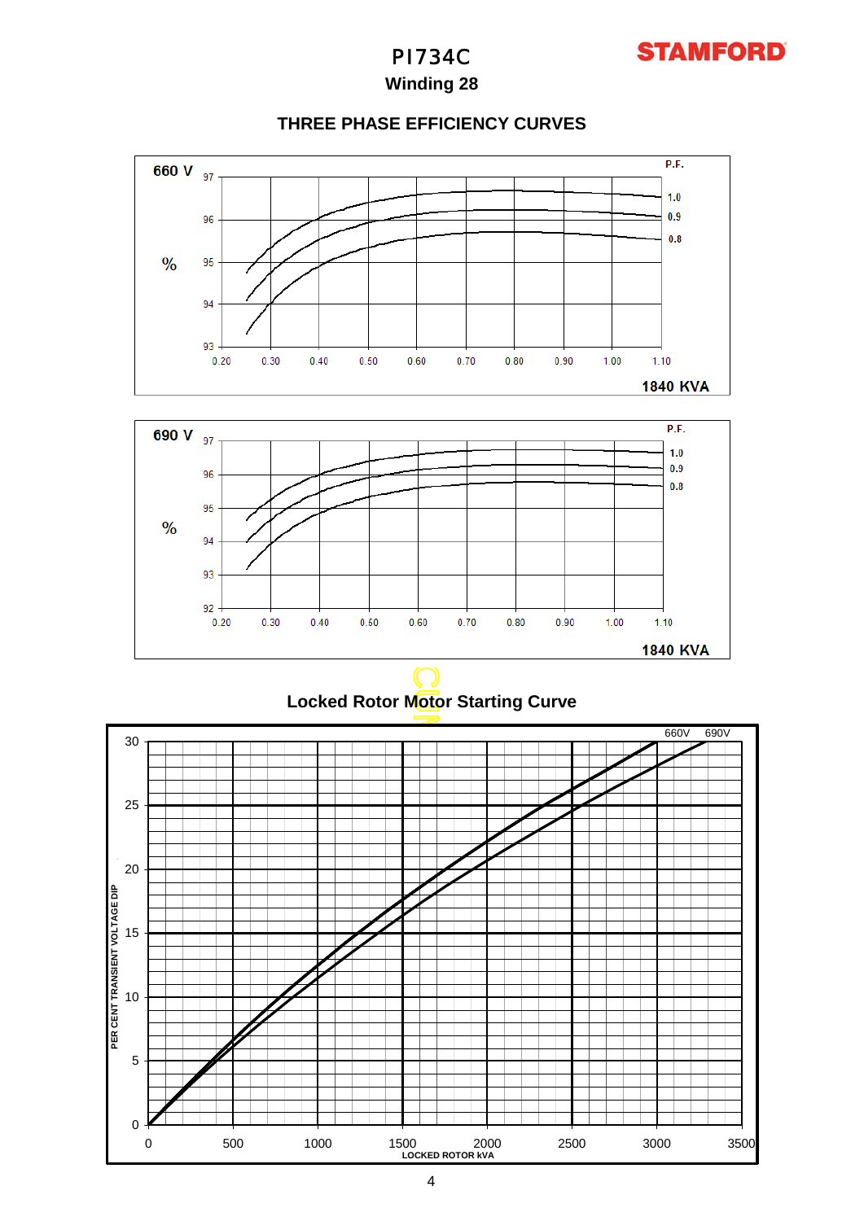# PI734C

## Winding 28

STAMFORD

### THREE PHASE EFFICIENCY CURVES

660 V

%

P.F.

97
96
95
94
93

0.20 0.30 0.40 0.50 0.60 0.70 0.80 0.90 1.00 1.10

1.0
0.9
0.8

1840 KVA

690 V

%

P.F.

97
96
95
94
93
92

0.20 0.30 0.40 0.50 0.60 0.70 0.80 0.90 1.00 1.10

1.0
0.9
0.8

1840 KVA

### Locked Rotor Motor Starting Curve

660V 690V

PER CENT TRANSIENT VOLTAGE DIP

30
25
20
15
10
5
0

0 500 1000 1500 2000 2500 3000 3500

LOCKED ROTOR kVA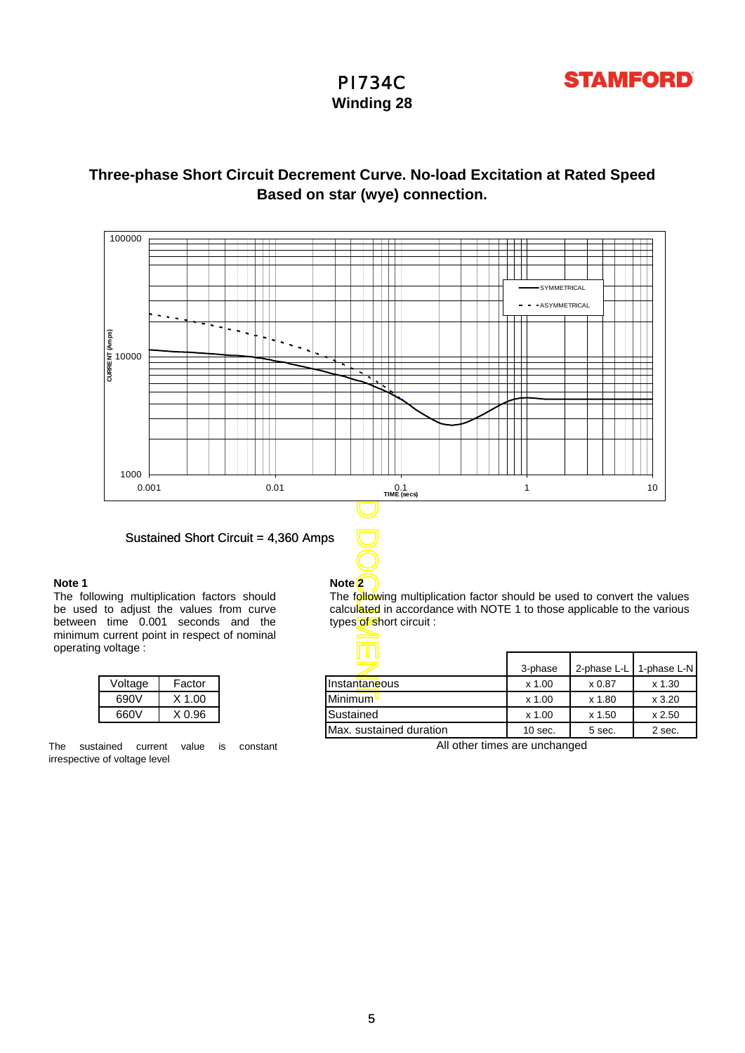# PI734C
## Winding 28

### Three-phase Short Circuit Decrement Curve. No-load Excitation at Rated Speed
### Based on star (wye) connection.

100000
10000
1000
CURRENT (Amps)
0.001
0.01
0.1
1
10
TIME (secs)
SYMMETRICAL
ASYMMETRICAL

Sustained Short Circuit = 4,360 Amps

**Note 1**

The following multiplication factors should be used to adjust the values from curve between time 0.001 seconds and the minimum current point in respect of nominal operating voltage :

| Voltage | Factor |
|---|---|
| 690V | X 1.00 |
| 660V | X 0.96 |

The sustained current value is constant irrespective of voltage level

**Note 2**

The following multiplication factor should be used to convert the values calculated in accordance with NOTE 1 to those applicable to the various types of short circuit :

| | 3-phase | 2-phase L-L | 1-phase L-N |
|---|---|---|---|
| Instantaneous | x 1.00 | x 0.87 | x 1.30 |
| Minimum | x 1.00 | x 1.80 | x 3.20 |
| Sustained | x 1.00 | x 1.50 | x 2.50 |
| Max. sustained duration | 10 sec. | 5 sec. | 2 sec. |

All other times are unchanged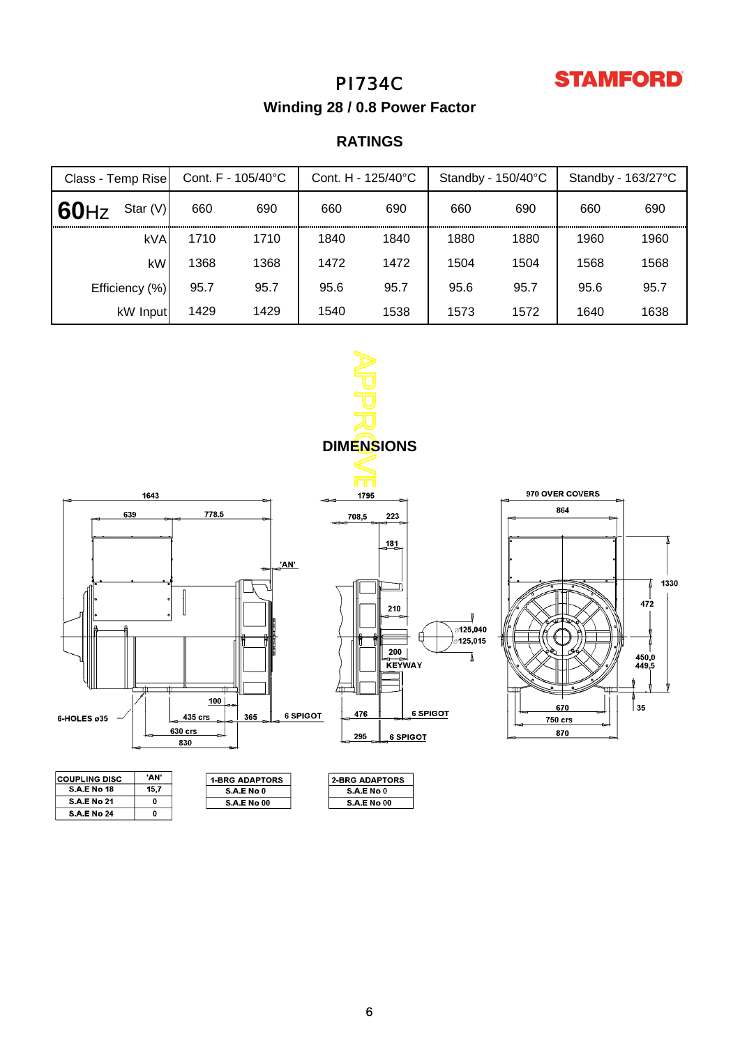# PI734C

**STAMFORD**

## Winding 28 / 0.8 Power Factor

### RATINGS

| Class - Temp Rise | Cont. F - 105/40°C | | Cont. H - 125/40°C | | Standby - 150/40°C | | Standby - 163/27°C | |
|---|---|---|---|---|---|---|---|---|
| **60**Hz Star (V) | 660 | 690 | 660 | 690 | 660 | 690 | 660 | 690 |
| kVA | 1710 | 1710 | 1840 | 1840 | 1880 | 1880 | 1960 | 1960 |
| kW | 1368 | 1368 | 1472 | 1472 | 1504 | 1504 | 1568 | 1568 |
| Efficiency (%) | 95.7 | 95.7 | 95.6 | 95.7 | 95.6 | 95.7 | 95.6 | 95.7 |
| kW Input | 1429 | 1429 | 1540 | 1538 | 1573 | 1572 | 1640 | 1638 |

APPROVED

### DIMENSIONS

1643
639
778.5
'AN'
100
435 crs
365
6 SPIGOT
6-HOLES ø35
630 crs
830

1795
708,5
223
181
210
ø125,040
ø125,015
200
KEYWAY
476
6 SPIGOT
295
6 SPIGOT

970 OVER COVERS
864
1330
472
450,0
449,5
35
670
750 crs
870

| COUPLING DISC | 'AN' |
|---|---|
| S.A.E No 18 | 15,7 |
| S.A.E No 21 | 0 |
| S.A.E No 24 | 0 |

| 1-BRG ADAPTORS |
|---|
| S.A.E No 0 |
| S.A.E No 00 |

| 2-BRG ADAPTORS |
|---|
| S.A.E No 0 |
| S.A.E No 00 |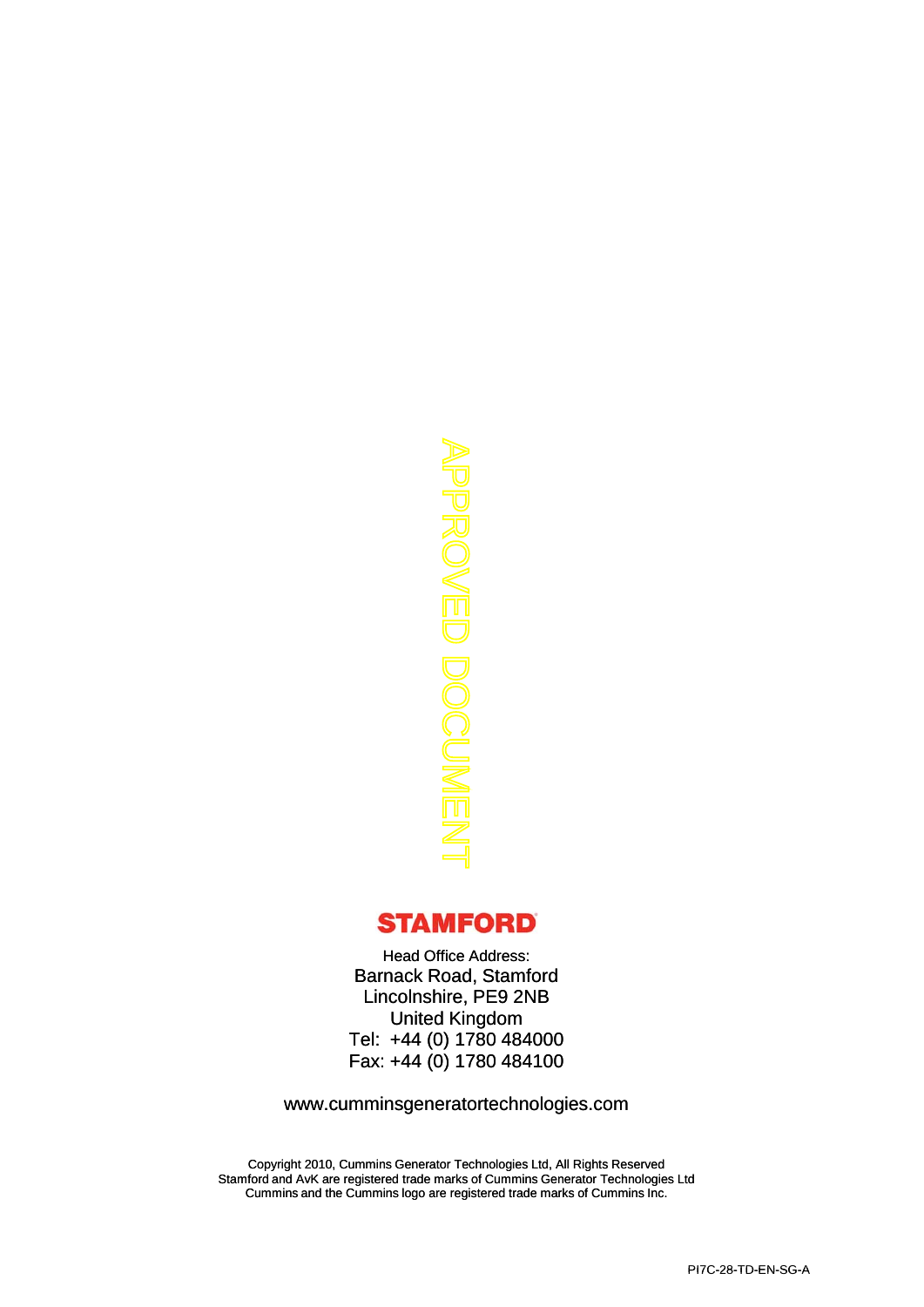APPROVED DOCUMENT

**STAMFORD**

Head Office Address:
Barnack Road, Stamford
Lincolnshire, PE9 2NB
United Kingdom
Tel: +44 (0) 1780 484000
Fax: +44 (0) 1780 484100

www.cumminsgeneratortechnologies.com

Copyright 2010, Cummins Generator Technologies Ltd, All Rights Reserved
Stamford and AvK are registered trade marks of Cummins Generator Technologies Ltd
Cummins and the Cummins logo are registered trade marks of Cummins Inc.

PI7C-28-TD-EN-SG-A